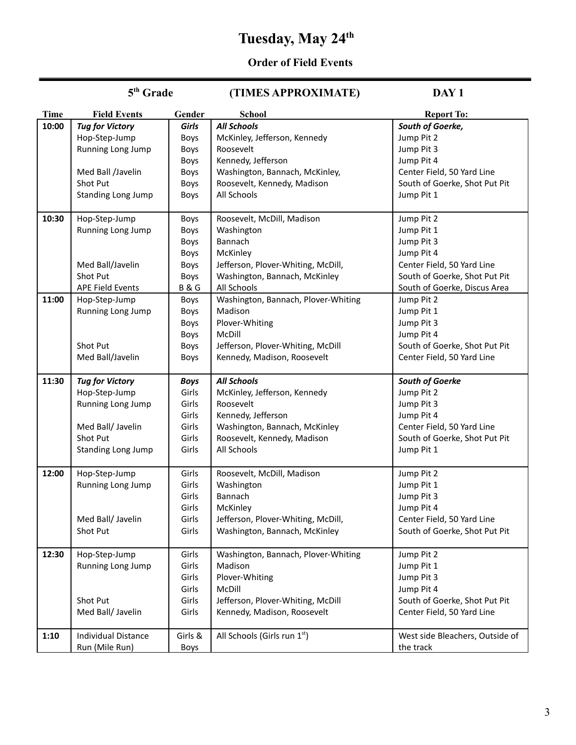# Tuesday, May 24th

## Order of Field Events

**5th Grade** **(TIMES APPROXIMATE)** **DAY 1**

| Time | Field Events | Gender | School | Report To: |
|---|---|---|---|---|
| 10:00 | ***Tug for Victory*** | ***Girls*** | ***All Schools*** | ***South of Goerke,*** |
| | Hop-Step-Jump | Boys | McKinley, Jefferson, Kennedy | Jump Pit 2 |
| | Running Long Jump | Boys | Roosevelt | Jump Pit 3 |
| | | Boys | Kennedy, Jefferson | Jump Pit 4 |
| | Med Ball /Javelin | Boys | Washington, Bannach, McKinley, | Center Field, 50 Yard Line |
| | Shot Put | Boys | Roosevelt, Kennedy, Madison | South of Goerke, Shot Put Pit |
| | Standing Long Jump | Boys | All Schools | Jump Pit 1 |
| 10:30 | Hop-Step-Jump | Boys | Roosevelt, McDill, Madison | Jump Pit 2 |
| | Running Long Jump | Boys | Washington | Jump Pit 1 |
| | | Boys | Bannach | Jump Pit 3 |
| | | Boys | McKinley | Jump Pit 4 |
| | Med Ball/Javelin | Boys | Jefferson, Plover-Whiting, McDill, | Center Field, 50 Yard Line |
| | Shot Put | Boys | Washington, Bannach, McKinley | South of Goerke, Shot Put Pit |
| | APE Field Events | B & G | All Schools | South of Goerke, Discus Area |
| 11:00 | Hop-Step-Jump | Boys | Washington, Bannach, Plover-Whiting | Jump Pit 2 |
| | Running Long Jump | Boys | Madison | Jump Pit 1 |
| | | Boys | Plover-Whiting | Jump Pit 3 |
| | | Boys | McDill | Jump Pit 4 |
| | Shot Put | Boys | Jefferson, Plover-Whiting, McDill | South of Goerke, Shot Put Pit |
| | Med Ball/Javelin | Boys | Kennedy, Madison, Roosevelt | Center Field, 50 Yard Line |
| 11:30 | ***Tug for Victory*** | ***Boys*** | ***All Schools*** | ***South of Goerke*** |
| | Hop-Step-Jump | Girls | McKinley, Jefferson, Kennedy | Jump Pit 2 |
| | Running Long Jump | Girls | Roosevelt | Jump Pit 3 |
| | | Girls | Kennedy, Jefferson | Jump Pit 4 |
| | Med Ball/ Javelin | Girls | Washington, Bannach, McKinley | Center Field, 50 Yard Line |
| | Shot Put | Girls | Roosevelt, Kennedy, Madison | South of Goerke, Shot Put Pit |
| | Standing Long Jump | Girls | All Schools | Jump Pit 1 |
| 12:00 | Hop-Step-Jump | Girls | Roosevelt, McDill, Madison | Jump Pit 2 |
| | Running Long Jump | Girls | Washington | Jump Pit 1 |
| | | Girls | Bannach | Jump Pit 3 |
| | | Girls | McKinley | Jump Pit 4 |
| | Med Ball/ Javelin | Girls | Jefferson, Plover-Whiting, McDill, | Center Field, 50 Yard Line |
| | Shot Put | Girls | Washington, Bannach, McKinley | South of Goerke, Shot Put Pit |
| 12:30 | Hop-Step-Jump | Girls | Washington, Bannach, Plover-Whiting | Jump Pit 2 |
| | Running Long Jump | Girls | Madison | Jump Pit 1 |
| | | Girls | Plover-Whiting | Jump Pit 3 |
| | | Girls | McDill | Jump Pit 4 |
| | Shot Put | Girls | Jefferson, Plover-Whiting, McDill | South of Goerke, Shot Put Pit |
| | Med Ball/ Javelin | Girls | Kennedy, Madison, Roosevelt | Center Field, 50 Yard Line |
| 1:10 | Individual Distance Run (Mile Run) | Girls & Boys | All Schools (Girls run 1st) | West side Bleachers, Outside of the track |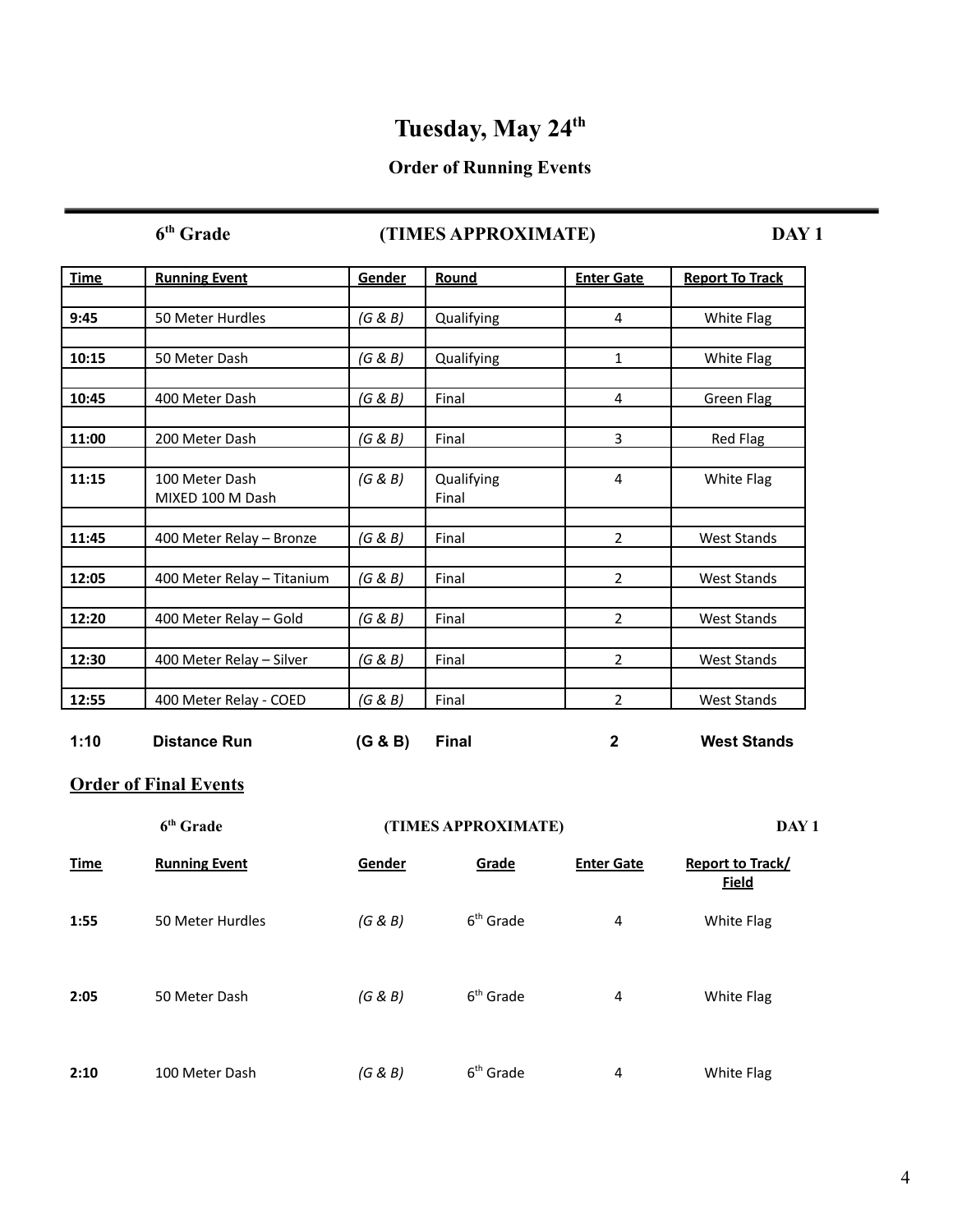# Tuesday, May 24th

## Order of Running Events

**6th Grade** **(TIMES APPROXIMATE)** **DAY 1**

| Time | Running Event | Gender | Round | Enter Gate | Report To Track |
|---|---|---|---|---|---|
| **9:45** | 50 Meter Hurdles | *(G & B)* | Qualifying | 4 | White Flag |
| **10:15** | 50 Meter Dash | *(G & B)* | Qualifying | 1 | White Flag |
| **10:45** | 400 Meter Dash | *(G & B)* | Final | 4 | Green Flag |
| **11:00** | 200 Meter Dash | *(G & B)* | Final | 3 | Red Flag |
| **11:15** | 100 Meter Dash<br>MIXED 100 M Dash | *(G & B)* | Qualifying<br>Final | 4 | White Flag |
| **11:45** | 400 Meter Relay – Bronze | *(G & B)* | Final | 2 | West Stands |
| **12:05** | 400 Meter Relay – Titanium | *(G & B)* | Final | 2 | West Stands |
| **12:20** | 400 Meter Relay – Gold | *(G & B)* | Final | 2 | West Stands |
| **12:30** | 400 Meter Relay – Silver | *(G & B)* | Final | 2 | West Stands |
| **12:55** | 400 Meter Relay - COED | *(G & B)* | Final | 2 | West Stands |
| **1:10** | **Distance Run** | **(G & B)** | **Final** | **2** | **West Stands** |

## Order of Final Events

**6th Grade** **(TIMES APPROXIMATE)** **DAY 1**

| Time | Running Event | Gender | Grade | Enter Gate | Report to Track/ Field |
|---|---|---|---|---|---|
| **1:55** | 50 Meter Hurdles | *(G & B)* | 6th Grade | 4 | White Flag |
| **2:05** | 50 Meter Dash | *(G & B)* | 6th Grade | 4 | White Flag |
| **2:10** | 100 Meter Dash | *(G & B)* | 6th Grade | 4 | White Flag |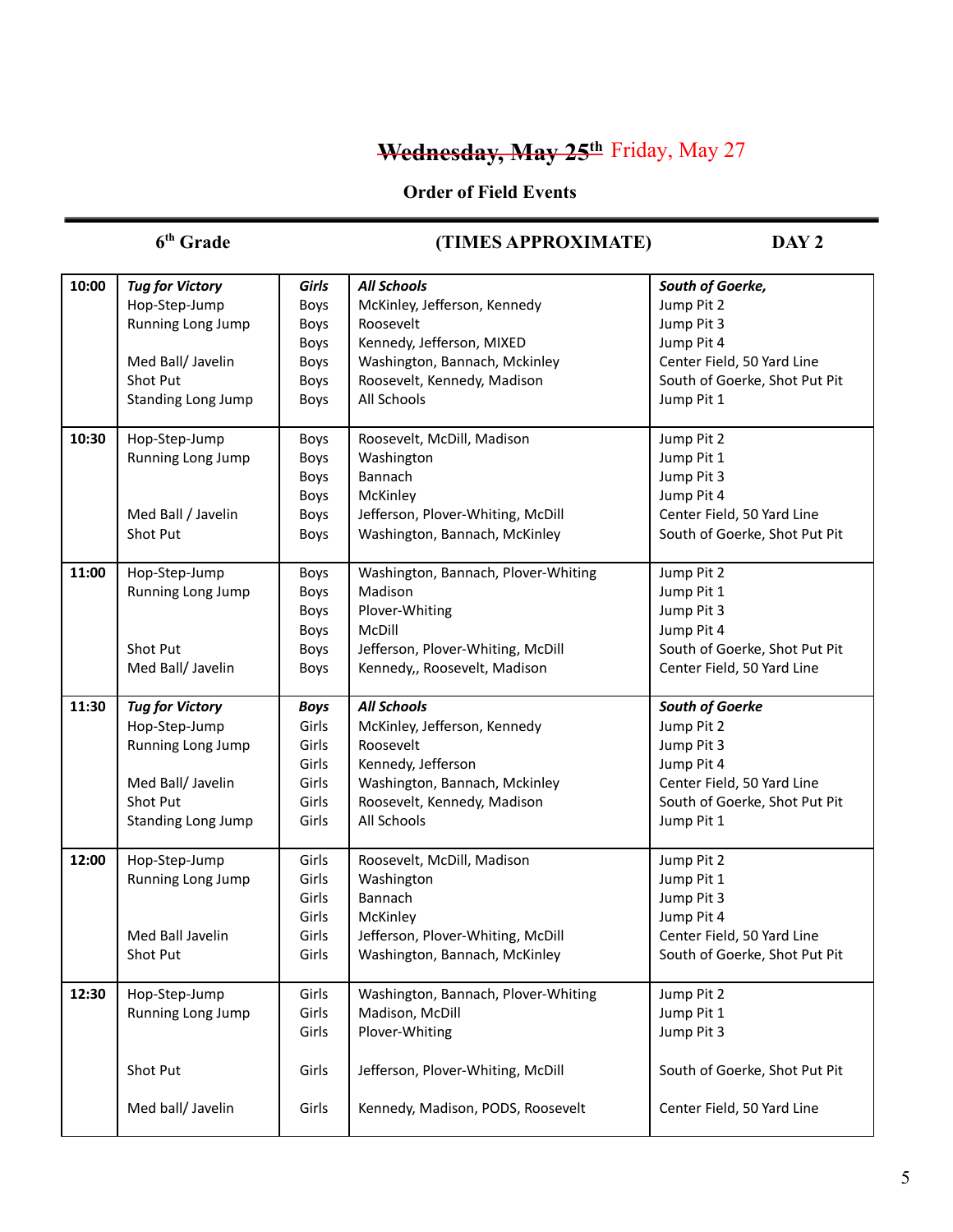# ~~Wednesday, May 25th~~ Friday, May 27

## Order of Field Events

**6th Grade** | **(TIMES APPROXIMATE)** | **DAY 2**

| Time | Event | Gender | Schools | Location |
|---|---|---|---|---|
| **10:00** | ***Tug for Victory*** | ***Girls*** | ***All Schools*** | ***South of Goerke,*** |
| | Hop-Step-Jump | Boys | McKinley, Jefferson, Kennedy | Jump Pit 2 |
| | Running Long Jump | Boys | Roosevelt | Jump Pit 3 |
| | | Boys | Kennedy, Jefferson, MIXED | Jump Pit 4 |
| | Med Ball/ Javelin | Boys | Washington, Bannach, Mckinley | Center Field, 50 Yard Line |
| | Shot Put | Boys | Roosevelt, Kennedy, Madison | South of Goerke, Shot Put Pit |
| | Standing Long Jump | Boys | All Schools | Jump Pit 1 |
| **10:30** | Hop-Step-Jump | Boys | Roosevelt, McDill, Madison | Jump Pit 2 |
| | Running Long Jump | Boys | Washington | Jump Pit 1 |
| | | Boys | Bannach | Jump Pit 3 |
| | | Boys | McKinley | Jump Pit 4 |
| | Med Ball / Javelin | Boys | Jefferson, Plover-Whiting, McDill | Center Field, 50 Yard Line |
| | Shot Put | Boys | Washington, Bannach, McKinley | South of Goerke, Shot Put Pit |
| **11:00** | Hop-Step-Jump | Boys | Washington, Bannach, Plover-Whiting | Jump Pit 2 |
| | Running Long Jump | Boys | Madison | Jump Pit 1 |
| | | Boys | Plover-Whiting | Jump Pit 3 |
| | | Boys | McDill | Jump Pit 4 |
| | Shot Put | Boys | Jefferson, Plover-Whiting, McDill | South of Goerke, Shot Put Pit |
| | Med Ball/ Javelin | Boys | Kennedy,, Roosevelt, Madison | Center Field, 50 Yard Line |
| **11:30** | ***Tug for Victory*** | ***Boys*** | ***All Schools*** | ***South of Goerke*** |
| | Hop-Step-Jump | Girls | McKinley, Jefferson, Kennedy | Jump Pit 2 |
| | Running Long Jump | Girls | Roosevelt | Jump Pit 3 |
| | | Girls | Kennedy, Jefferson | Jump Pit 4 |
| | Med Ball/ Javelin | Girls | Washington, Bannach, Mckinley | Center Field, 50 Yard Line |
| | Shot Put | Girls | Roosevelt, Kennedy, Madison | South of Goerke, Shot Put Pit |
| | Standing Long Jump | Girls | All Schools | Jump Pit 1 |
| **12:00** | Hop-Step-Jump | Girls | Roosevelt, McDill, Madison | Jump Pit 2 |
| | Running Long Jump | Girls | Washington | Jump Pit 1 |
| | | Girls | Bannach | Jump Pit 3 |
| | | Girls | McKinley | Jump Pit 4 |
| | Med Ball Javelin | Girls | Jefferson, Plover-Whiting, McDill | Center Field, 50 Yard Line |
| | Shot Put | Girls | Washington, Bannach, McKinley | South of Goerke, Shot Put Pit |
| **12:30** | Hop-Step-Jump | Girls | Washington, Bannach, Plover-Whiting | Jump Pit 2 |
| | Running Long Jump | Girls | Madison, McDill | Jump Pit 1 |
| | | Girls | Plover-Whiting | Jump Pit 3 |
| | Shot Put | Girls | Jefferson, Plover-Whiting, McDill | South of Goerke, Shot Put Pit |
| | Med ball/ Javelin | Girls | Kennedy, Madison, PODS, Roosevelt | Center Field, 50 Yard Line |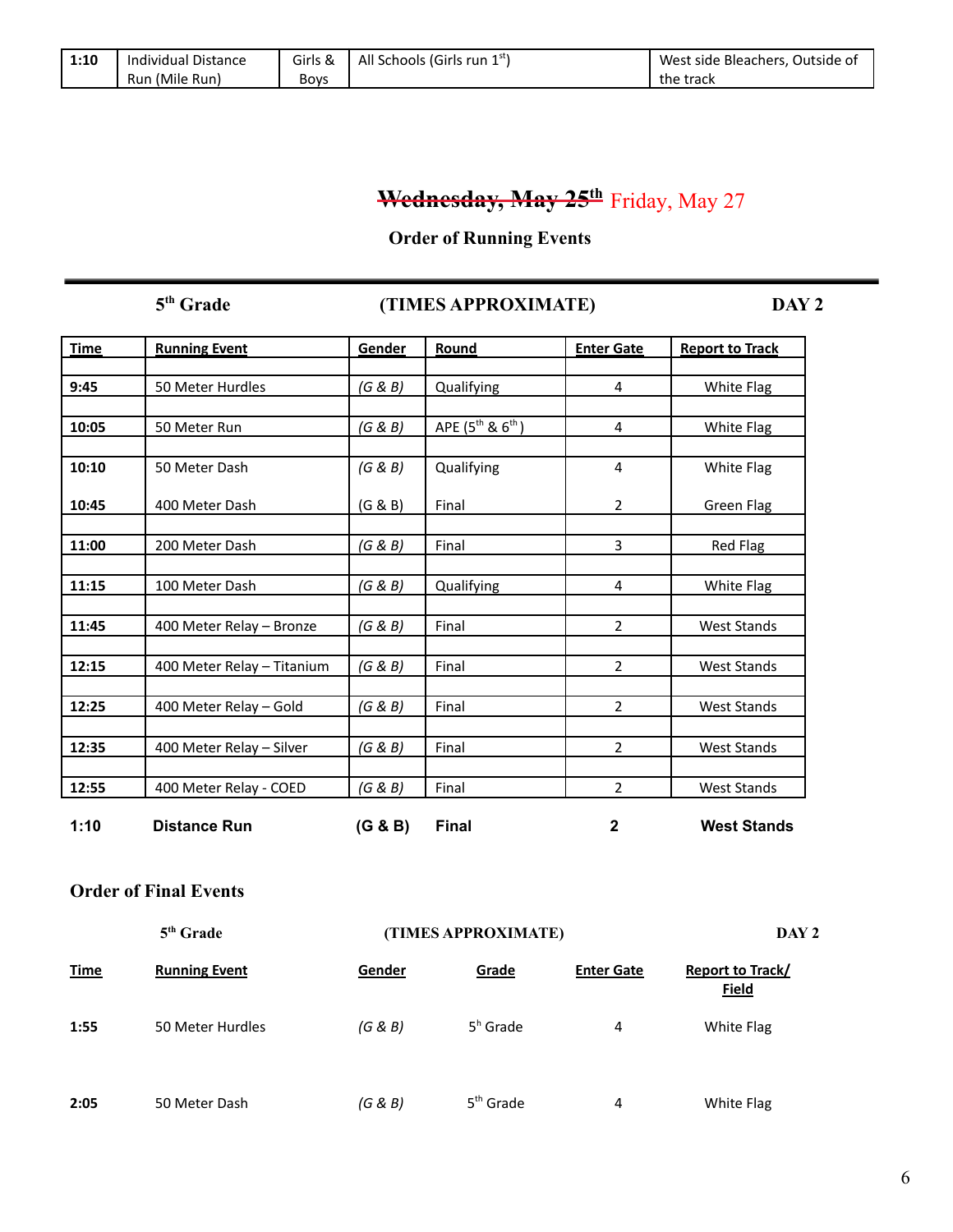| 1:10 | Individual Distance Run (Mile Run) | Girls & Boys | All Schools (Girls run 1st) | West side Bleachers, Outside of the track |
|---|---|---|---|---|

## ~~Wednesday, May 25th~~ Friday, May 27

### Order of Running Events

**5th Grade** **(TIMES APPROXIMATE)** **DAY 2**

| Time | Running Event | Gender | Round | Enter Gate | Report to Track |
|---|---|---|---|---|---|
| 9:45 | 50 Meter Hurdles | *(G & B)* | Qualifying | 4 | White Flag |
| 10:05 | 50 Meter Run | *(G & B)* | APE (5th & 6th) | 4 | White Flag |
| 10:10 | 50 Meter Dash | *(G & B)* | Qualifying | 4 | White Flag |
| 10:45 | 400 Meter Dash | (G & B) | Final | 2 | Green Flag |
| 11:00 | 200 Meter Dash | *(G & B)* | Final | 3 | Red Flag |
| 11:15 | 100 Meter Dash | *(G & B)* | Qualifying | 4 | White Flag |
| 11:45 | 400 Meter Relay – Bronze | *(G & B)* | Final | 2 | West Stands |
| 12:15 | 400 Meter Relay – Titanium | *(G & B)* | Final | 2 | West Stands |
| 12:25 | 400 Meter Relay – Gold | *(G & B)* | Final | 2 | West Stands |
| 12:35 | 400 Meter Relay – Silver | *(G & B)* | Final | 2 | West Stands |
| 12:55 | 400 Meter Relay - COED | *(G & B)* | Final | 2 | West Stands |
| **1:10** | **Distance Run** | **(G & B)** | **Final** | **2** | **West Stands** |

### Order of Final Events

**5th Grade** **(TIMES APPROXIMATE)** **DAY 2**

| Time | Running Event | Gender | Grade | Enter Gate | Report to Track/ Field |
|---|---|---|---|---|---|
| 1:55 | 50 Meter Hurdles | *(G & B)* | 5h Grade | 4 | White Flag |
| 2:05 | 50 Meter Dash | *(G & B)* | 5th Grade | 4 | White Flag |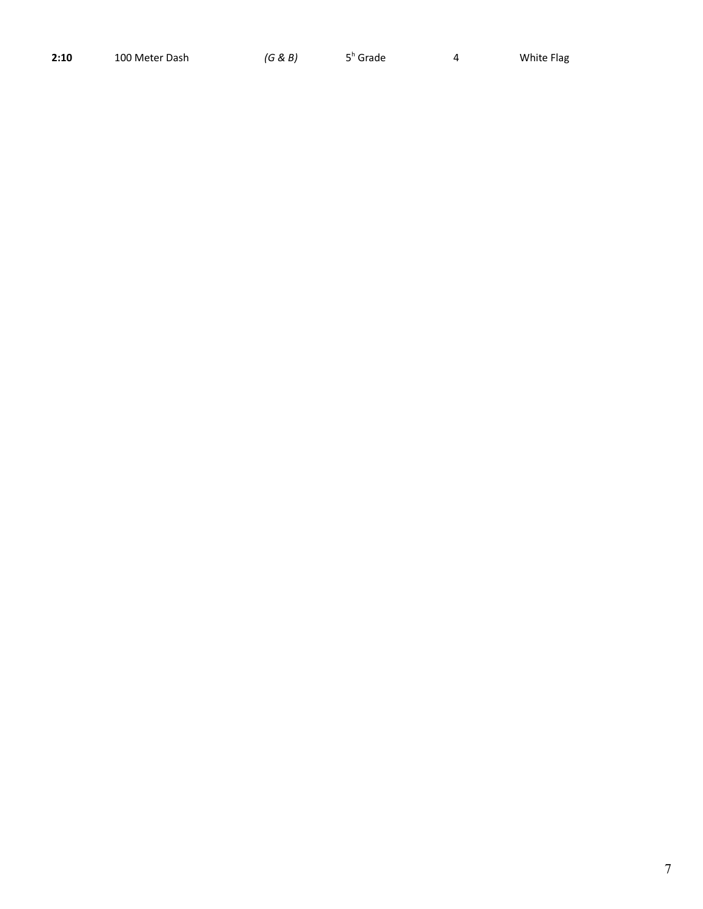| | | | | | |
|---|---|---|---|---|---|
| **2:10** | 100 Meter Dash | *(G & B)* | 5$^{h}$ Grade | 4 | White Flag |